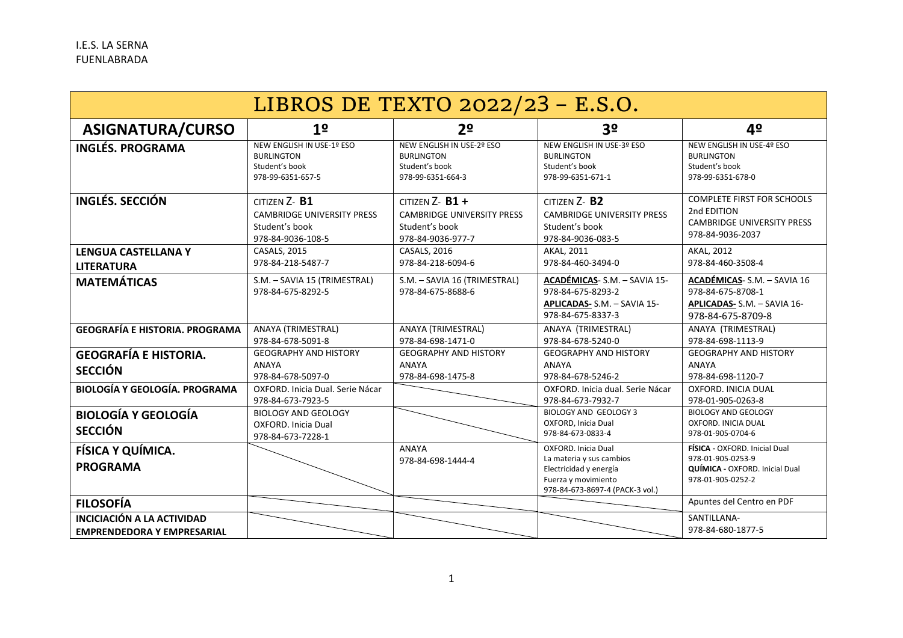I.E.S. LA SERNA
FUENLABRADA

| LIBROS DE TEXTO 2022/23 – E.S.O. | | | | |
|---|---|---|---|---|
| **ASIGNATURA/CURSO** | **1º** | **2º** | **3º** | **4º** |
| **INGLÉS. PROGRAMA** | NEW ENGLISH IN USE-1º ESO<br>BURLINGTON<br>Student's book<br>978-99-6351-657-5 | NEW ENGLISH IN USE-2º ESO<br>BURLINGTON<br>Student's book<br>978-99-6351-664-3 | NEW ENGLISH IN USE-3º ESO<br>BURLINGTON<br>Student's book<br>978-99-6351-671-1 | NEW ENGLISH IN USE-4º ESO<br>BURLINGTON<br>Student's book<br>978-99-6351-678-0 |
| **INGLÉS. SECCIÓN** | CITIZEN Z- **B1**<br>CAMBRIDGE UNIVERSITY PRESS<br>Student's book<br>978-84-9036-108-5 | CITIZEN Z- **B1 +**<br>CAMBRIDGE UNIVERSITY PRESS<br>Student's book<br>978-84-9036-977-7 | CITIZEN Z- **B2**<br>CAMBRIDGE UNIVERSITY PRESS<br>Student's book<br>978-84-9036-083-5 | COMPLETE FIRST FOR SCHOOLS<br>2nd EDITION<br>CAMBRIDGE UNIVERSITY PRESS<br>978-84-9036-2037 |
| **LENGUA CASTELLANA Y LITERATURA** | CASALS, 2015<br>978-84-218-5487-7 | CASALS, 2016<br>978-84-218-6094-6 | AKAL, 2011<br>978-84-460-3494-0 | AKAL, 2012<br>978-84-460-3508-4 |
| **MATEMÁTICAS** | S.M. – SAVIA 15 (TRIMESTRAL)<br>978-84-675-8292-5 | S.M. – SAVIA 16 (TRIMESTRAL)<br>978-84-675-8688-6 | **ACADÉMICAS**- S.M. – SAVIA 15-<br>978-84-675-8293-2<br>**APLICADAS-** S.M. – SAVIA 15-<br>978-84-675-8337-3 | **ACADÉMICAS**- S.M. – SAVIA 16<br>978-84-675-8708-1<br>**APLICADAS-** S.M. – SAVIA 16-<br>978-84-675-8709-8 |
| **GEOGRAFÍA E HISTORIA. PROGRAMA** | ANAYA (TRIMESTRAL)<br>978-84-678-5091-8 | ANAYA (TRIMESTRAL)<br>978-84-698-1471-0 | ANAYA (TRIMESTRAL)<br>978-84-678-5240-0 | ANAYA (TRIMESTRAL)<br>978-84-698-1113-9 |
| **GEOGRAFÍA E HISTORIA. SECCIÓN** | GEOGRAPHY AND HISTORY<br>ANAYA<br>978-84-678-5097-0 | GEOGRAPHY AND HISTORY<br>ANAYA<br>978-84-698-1475-8 | GEOGRAPHY AND HISTORY<br>ANAYA<br>978-84-678-5246-2 | GEOGRAPHY AND HISTORY<br>ANAYA<br>978-84-698-1120-7 |
| **BIOLOGÍA Y GEOLOGÍA. PROGRAMA** | OXFORD. Inicia Dual. Serie Nácar<br>978-84-673-7923-5 | | OXFORD. Inicia dual. Serie Nácar<br>978-84-673-7932-7 | OXFORD. INICIA DUAL<br>978-01-905-0263-8 |
| **BIOLOGÍA Y GEOLOGÍA SECCIÓN** | BIOLOGY AND GEOLOGY<br>OXFORD. Inicia Dual<br>978-84-673-7228-1 | | BIOLOGY AND GEOLOGY 3<br>OXFORD, Inicia Dual<br>978-84-673-0833-4 | BIOLOGY AND GEOLOGY<br>OXFORD. INICIA DUAL<br>978-01-905-0704-6 |
| **FÍSICA Y QUÍMICA. PROGRAMA** | | ANAYA<br>978-84-698-1444-4 | OXFORD. Inicia Dual<br>La materia y sus cambios<br>Electricidad y energía<br>Fuerza y movimiento<br>978-84-673-8697-4 (PACK-3 vol.) | **FÍSICA -** OXFORD. Inicial Dual<br>978-01-905-0253-9<br>**QUÍMICA -** OXFORD. Inicial Dual<br>978-01-905-0252-2 |
| **FILOSOFÍA** | | | | Apuntes del Centro en PDF |
| **INICIACIÓN A LA ACTIVIDAD EMPRENDEDORA Y EMPRESARIAL** | | | | SANTILLANA-<br>978-84-680-1877-5 |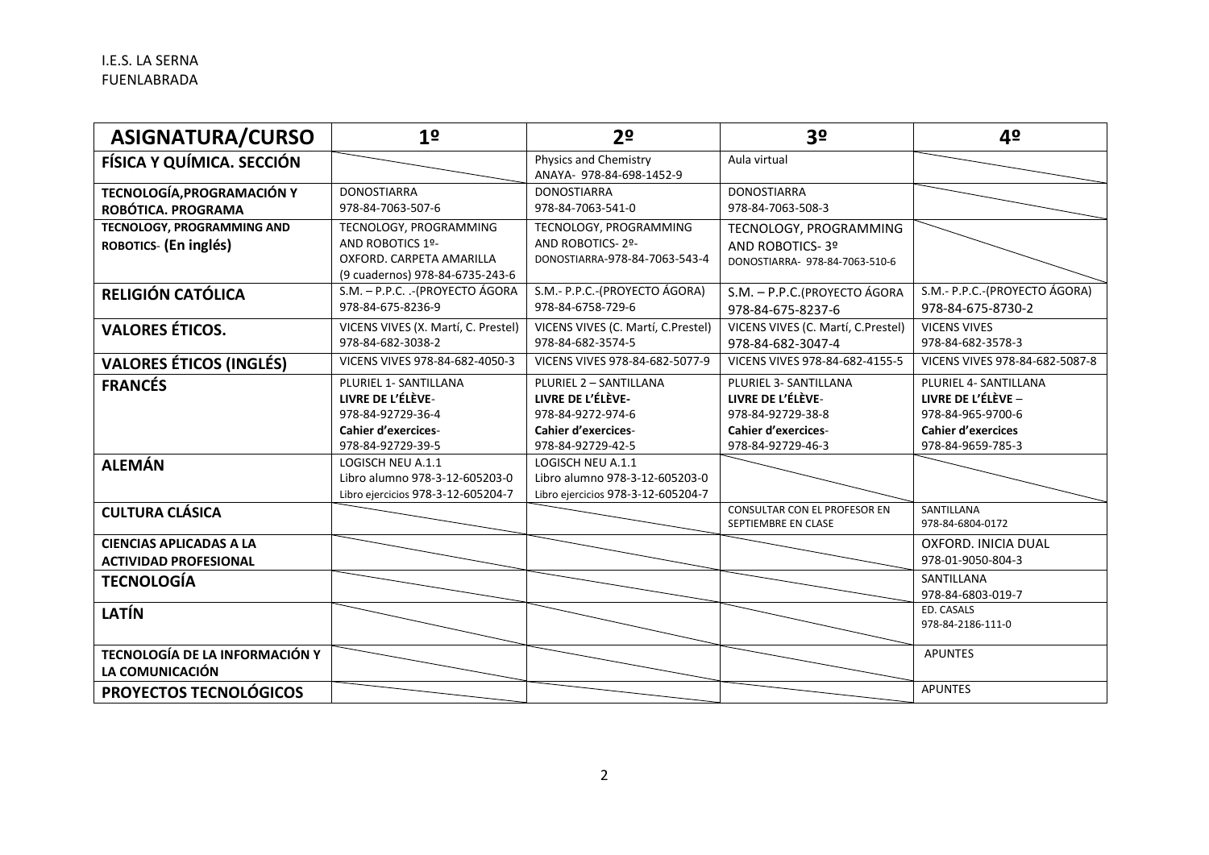I.E.S. LA SERNA
FUENLABRADA

| ASIGNATURA/CURSO | 1º | 2º | 3º | 4º |
|---|---|---|---|---|
| **FÍSICA Y QUÍMICA. SECCIÓN** | | Physics and Chemistry<br>ANAYA- 978-84-698-1452-9 | Aula virtual | |
| **TECNOLOGÍA,PROGRAMACIÓN Y ROBÓTICA. PROGRAMA** | DONOSTIARRA<br>978-84-7063-507-6 | DONOSTIARRA<br>978-84-7063-541-0 | DONOSTIARRA<br>978-84-7063-508-3 | |
| **TECNOLOGY, PROGRAMMING AND ROBOTICS- (En inglés)** | TECNOLOGY, PROGRAMMING AND ROBOTICS 1º-<br>OXFORD. CARPETA AMARILLA<br>(9 cuadernos) 978-84-6735-243-6 | TECNOLOGY, PROGRAMMING AND ROBOTICS- 2º-<br>DONOSTIARRA-978-84-7063-543-4 | TECNOLOGY, PROGRAMMING AND ROBOTICS- 3º<br>DONOSTIARRA- 978-84-7063-510-6 | |
| **RELIGIÓN CATÓLICA** | S.M. – P.P.C. .-(PROYECTO ÁGORA<br>978-84-675-8236-9 | S.M.- P.P.C.-(PROYECTO ÁGORA)<br>978-84-6758-729-6 | S.M. – P.P.C.(PROYECTO ÁGORA<br>978-84-675-8237-6 | S.M.- P.P.C.-(PROYECTO ÁGORA)<br>978-84-675-8730-2 |
| **VALORES ÉTICOS.** | VICENS VIVES (X. Martí, C. Prestel)<br>978-84-682-3038-2 | VICENS VIVES (C. Martí, C.Prestel)<br>978-84-682-3574-5 | VICENS VIVES (C. Martí, C.Prestel)<br>978-84-682-3047-4 | VICENS VIVES<br>978-84-682-3578-3 |
| **VALORES ÉTICOS (INGLÉS)** | VICENS VIVES 978-84-682-4050-3 | VICENS VIVES 978-84-682-5077-9 | VICENS VIVES 978-84-682-4155-5 | VICENS VIVES 978-84-682-5087-8 |
| **FRANCÉS** | PLURIEL 1- SANTILLANA<br>**LIVRE DE L'ÉLÈVE**-<br>978-84-92729-36-4<br>**Cahier d'exercices**-<br>978-84-92729-39-5 | PLURIEL 2 – SANTILLANA<br>**LIVRE DE L'ÉLÈVE**-<br>978-84-9272-974-6<br>**Cahier d'exercices**-<br>978-84-92729-42-5 | PLURIEL 3- SANTILLANA<br>**LIVRE DE L'ÉLÈVE**-<br>978-84-92729-38-8<br>**Cahier d'exercices**-<br>978-84-92729-46-3 | PLURIEL 4- SANTILLANA<br>**LIVRE DE L'ÉLÈVE** –<br>978-84-965-9700-6<br>**Cahier d'exercices**<br>978-84-9659-785-3 |
| **ALEMÁN** | LOGISCH NEU A.1.1<br>Libro alumno 978-3-12-605203-0<br>Libro ejercicios 978-3-12-605204-7 | LOGISCH NEU A.1.1<br>Libro alumno 978-3-12-605203-0<br>Libro ejercicios 978-3-12-605204-7 | | |
| **CULTURA CLÁSICA** | | | CONSULTAR CON EL PROFESOR EN SEPTIEMBRE EN CLASE | SANTILLANA<br>978-84-6804-0172 |
| **CIENCIAS APLICADAS A LA ACTIVIDAD PROFESIONAL** | | | | OXFORD. INICIA DUAL<br>978-01-9050-804-3 |
| **TECNOLOGÍA** | | | | SANTILLANA<br>978-84-6803-019-7 |
| **LATÍN** | | | | ED. CASALS<br>978-84-2186-111-0 |
| **TECNOLOGÍA DE LA INFORMACIÓN Y LA COMUNICACIÓN** | | | | APUNTES |
| **PROYECTOS TECNOLÓGICOS** | | | | APUNTES |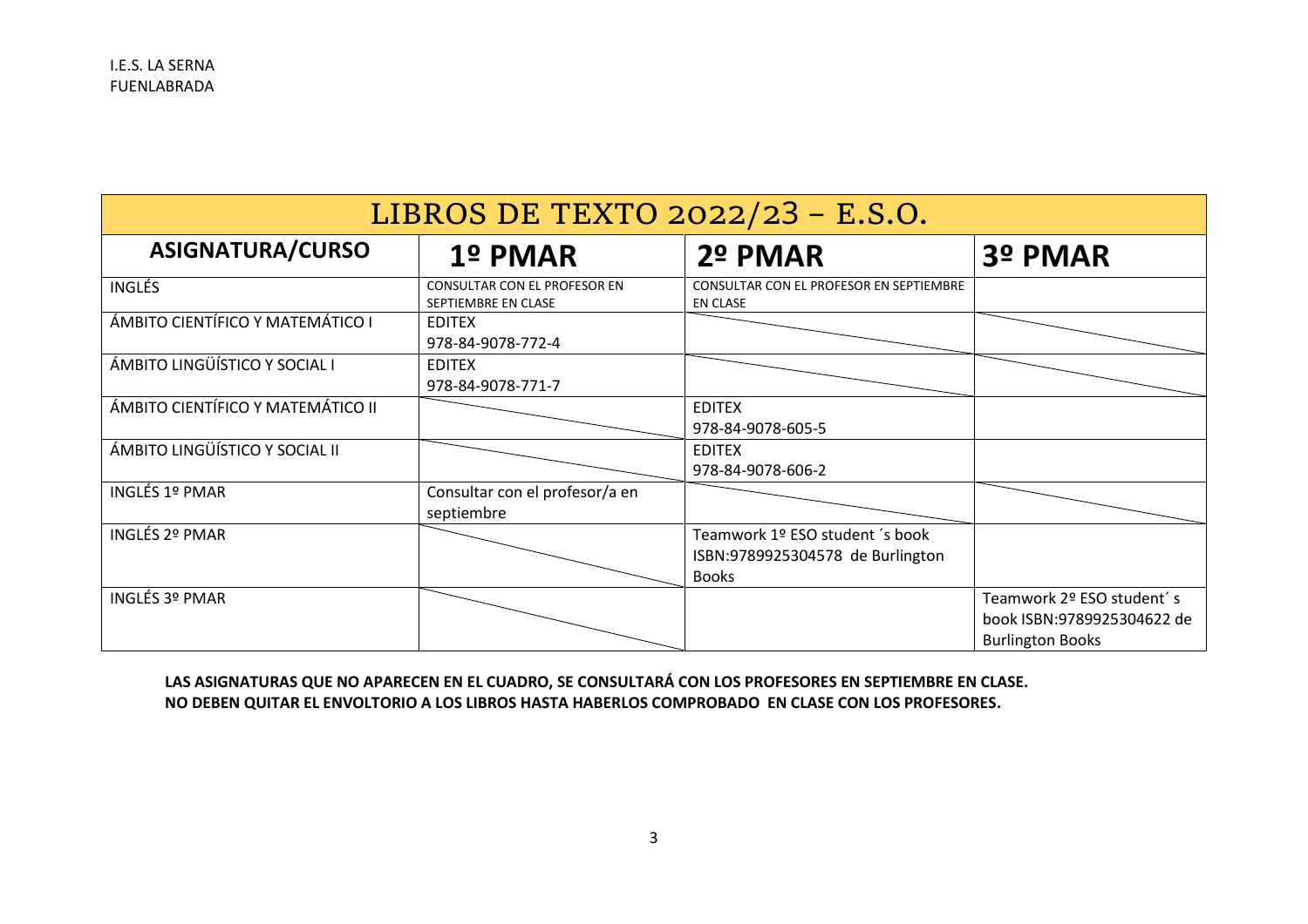I.E.S. LA SERNA
FUENLABRADA

| LIBROS DE TEXTO 2022/23 – E.S.O. | | | |
|---|---|---|---|
| **ASIGNATURA/CURSO** | **1º PMAR** | **2º PMAR** | **3º PMAR** |
| INGLÉS | CONSULTAR CON EL PROFESOR EN SEPTIEMBRE EN CLASE | CONSULTAR CON EL PROFESOR EN SEPTIEMBRE EN CLASE | |
| ÁMBITO CIENTÍFICO Y MATEMÁTICO I | EDITEX 978-84-9078-772-4 | | |
| ÁMBITO LINGÜÍSTICO Y SOCIAL I | EDITEX 978-84-9078-771-7 | | |
| ÁMBITO CIENTÍFICO Y MATEMÁTICO II | | EDITEX 978-84-9078-605-5 | |
| ÁMBITO LINGÜÍSTICO Y SOCIAL II | | EDITEX 978-84-9078-606-2 | |
| INGLÉS 1º PMAR | Consultar con el profesor/a en septiembre | | |
| INGLÉS 2º PMAR | | Teamwork 1º ESO student´s book ISBN:9789925304578 de Burlington Books | |
| INGLÉS 3º PMAR | | | Teamwork 2º ESO student´s book ISBN:9789925304622 de Burlington Books |

**LAS ASIGNATURAS QUE NO APARECEN EN EL CUADRO, SE CONSULTARÁ CON LOS PROFESORES EN SEPTIEMBRE EN CLASE.**
**NO DEBEN QUITAR EL ENVOLTORIO A LOS LIBROS HASTA HABERLOS COMPROBADO EN CLASE CON LOS PROFESORES.**